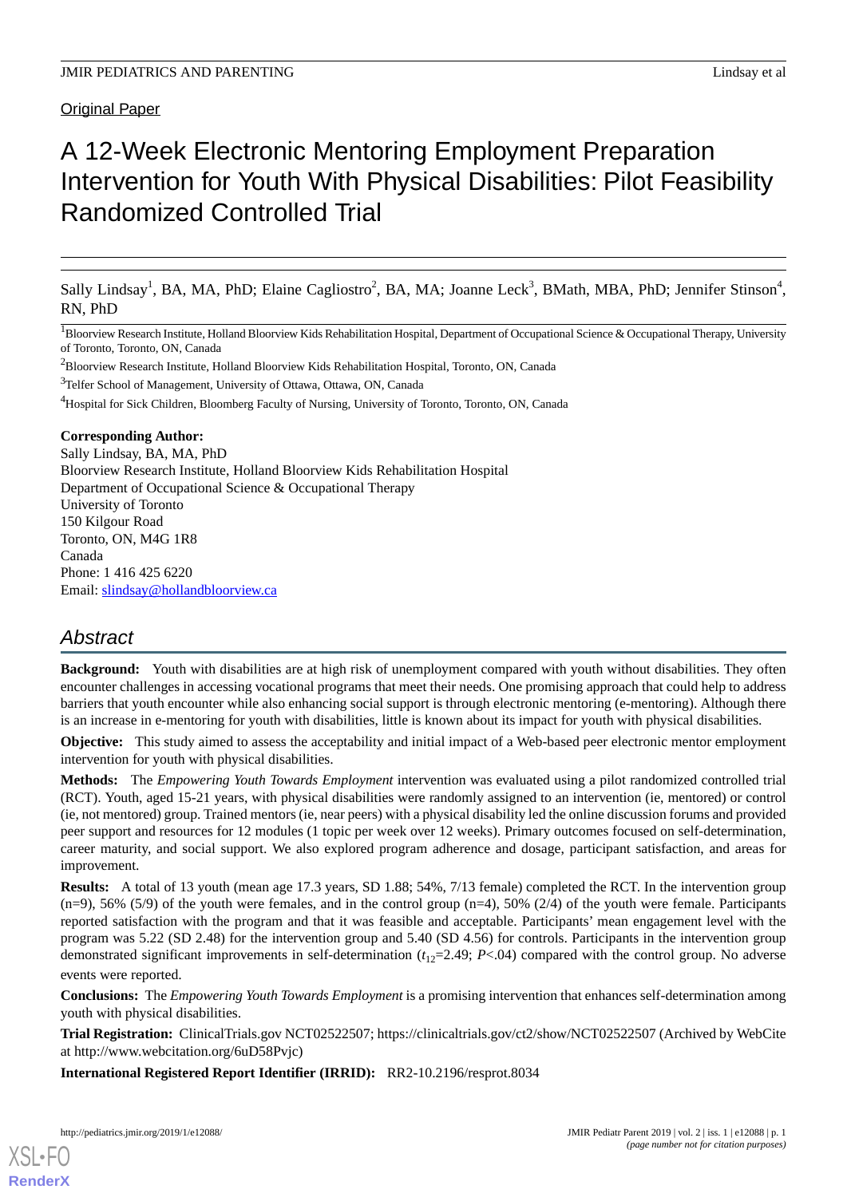Original Paper

# A 12-Week Electronic Mentoring Employment Preparation Intervention for Youth With Physical Disabilities: Pilot Feasibility Randomized Controlled Trial

Sally Lindsay[1], BA, MA, PhD; Elaine Cagliostro[2], BA, MA; Joanne Leck[3], BMath, MBA, PhD; Jennifer Stinson[4], RN, PhD

[1]Bloorview Research Institute, Holland Bloorview Kids Rehabilitation Hospital, Department of Occupational Science & Occupational Therapy, University of Toronto, Toronto, ON, Canada

[2]Bloorview Research Institute, Holland Bloorview Kids Rehabilitation Hospital, Toronto, ON, Canada

[3]Telfer School of Management, University of Ottawa, Ottawa, ON, Canada

[4]Hospital for Sick Children, Bloomberg Faculty of Nursing, University of Toronto, Toronto, ON, Canada

**Corresponding Author:**
Sally Lindsay, BA, MA, PhD
Bloorview Research Institute, Holland Bloorview Kids Rehabilitation Hospital
Department of Occupational Science & Occupational Therapy
University of Toronto
150 Kilgour Road
Toronto, ON, M4G 1R8
Canada
Phone: 1 416 425 6220
Email: slindsay@hollandbloorview.ca

## Abstract

**Background:** Youth with disabilities are at high risk of unemployment compared with youth without disabilities. They often encounter challenges in accessing vocational programs that meet their needs. One promising approach that could help to address barriers that youth encounter while also enhancing social support is through electronic mentoring (e-mentoring). Although there is an increase in e-mentoring for youth with disabilities, little is known about its impact for youth with physical disabilities.

**Objective:** This study aimed to assess the acceptability and initial impact of a Web-based peer electronic mentor employment intervention for youth with physical disabilities.

**Methods:** The *Empowering Youth Towards Employment* intervention was evaluated using a pilot randomized controlled trial (RCT). Youth, aged 15-21 years, with physical disabilities were randomly assigned to an intervention (ie, mentored) or control (ie, not mentored) group. Trained mentors (ie, near peers) with a physical disability led the online discussion forums and provided peer support and resources for 12 modules (1 topic per week over 12 weeks). Primary outcomes focused on self-determination, career maturity, and social support. We also explored program adherence and dosage, participant satisfaction, and areas for improvement.

**Results:** A total of 13 youth (mean age 17.3 years, SD 1.88; 54%, 7/13 female) completed the RCT. In the intervention group (n=9), 56% (5/9) of the youth were females, and in the control group (n=4), 50% (2/4) of the youth were female. Participants reported satisfaction with the program and that it was feasible and acceptable. Participants' mean engagement level with the program was 5.22 (SD 2.48) for the intervention group and 5.40 (SD 4.56) for controls. Participants in the intervention group demonstrated significant improvements in self-determination ($t_{12}$=2.49; $P$<.04) compared with the control group. No adverse events were reported.

**Conclusions:** The *Empowering Youth Towards Employment* is a promising intervention that enhances self-determination among youth with physical disabilities.

**Trial Registration:** ClinicalTrials.gov NCT02522507; https://clinicaltrials.gov/ct2/show/NCT02522507 (Archived by WebCite at http://www.webcitation.org/6uD58Pvjc)

**International Registered Report Identifier (IRRID):** RR2-10.2196/resprot.8034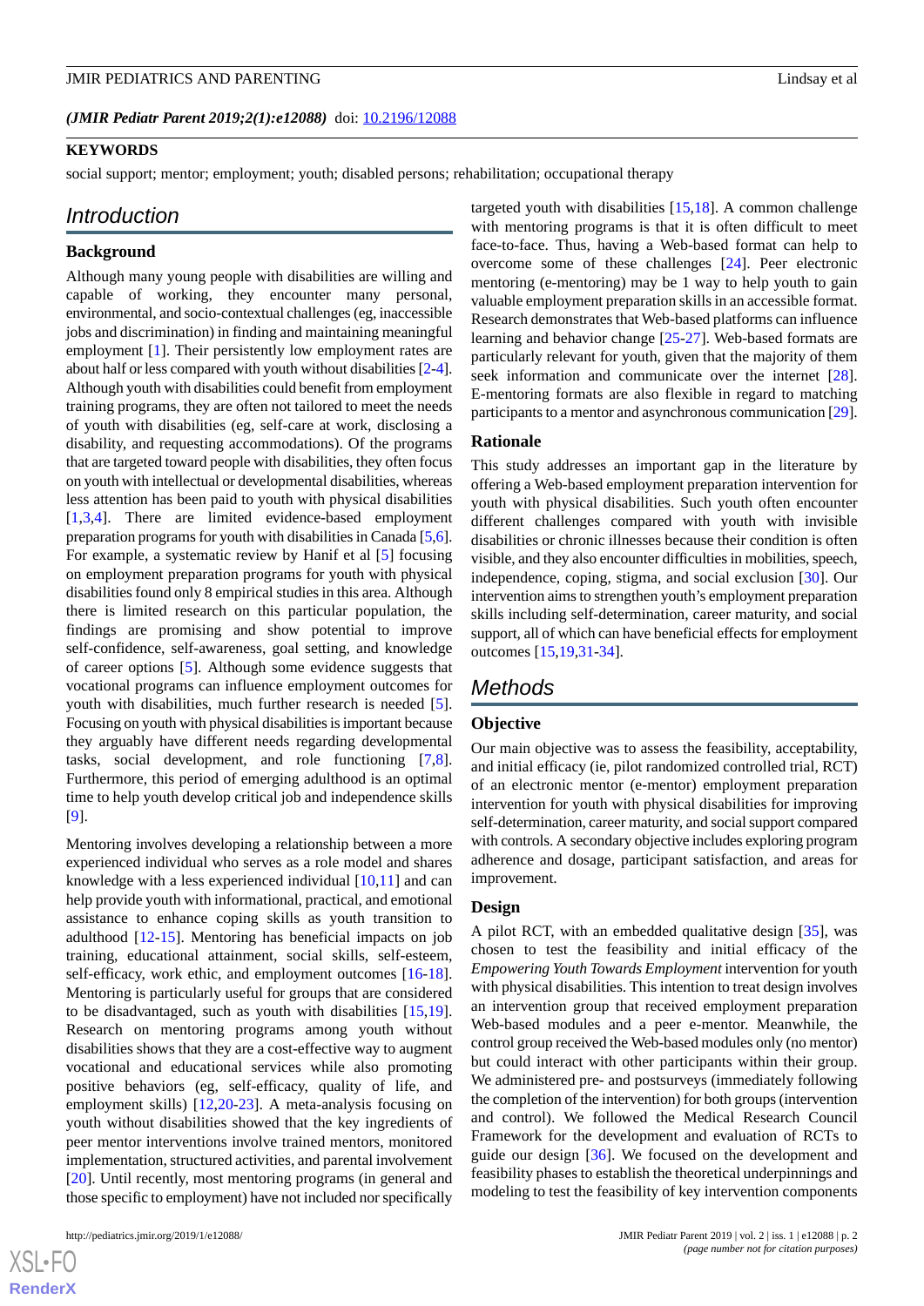(*JMIR Pediatr Parent 2019;2(1):e12088*) doi: 10.2196/12088

**KEYWORDS**

social support; mentor; employment; youth; disabled persons; rehabilitation; occupational therapy

## Introduction

### Background

Although many young people with disabilities are willing and capable of working, they encounter many personal, environmental, and socio-contextual challenges (eg, inaccessible jobs and discrimination) in finding and maintaining meaningful employment [1]. Their persistently low employment rates are about half or less compared with youth without disabilities [2-4]. Although youth with disabilities could benefit from employment training programs, they are often not tailored to meet the needs of youth with disabilities (eg, self-care at work, disclosing a disability, and requesting accommodations). Of the programs that are targeted toward people with disabilities, they often focus on youth with intellectual or developmental disabilities, whereas less attention has been paid to youth with physical disabilities [1,3,4]. There are limited evidence-based employment preparation programs for youth with disabilities in Canada [5,6]. For example, a systematic review by Hanif et al [5] focusing on employment preparation programs for youth with physical disabilities found only 8 empirical studies in this area. Although there is limited research on this particular population, the findings are promising and show potential to improve self-confidence, self-awareness, goal setting, and knowledge of career options [5]. Although some evidence suggests that vocational programs can influence employment outcomes for youth with disabilities, much further research is needed [5]. Focusing on youth with physical disabilities is important because they arguably have different needs regarding developmental tasks, social development, and role functioning [7,8]. Furthermore, this period of emerging adulthood is an optimal time to help youth develop critical job and independence skills [9].

Mentoring involves developing a relationship between a more experienced individual who serves as a role model and shares knowledge with a less experienced individual [10,11] and can help provide youth with informational, practical, and emotional assistance to enhance coping skills as youth transition to adulthood [12-15]. Mentoring has beneficial impacts on job training, educational attainment, social skills, self-esteem, self-efficacy, work ethic, and employment outcomes [16-18]. Mentoring is particularly useful for groups that are considered to be disadvantaged, such as youth with disabilities [15,19]. Research on mentoring programs among youth without disabilities shows that they are a cost-effective way to augment vocational and educational services while also promoting positive behaviors (eg, self-efficacy, quality of life, and employment skills) [12,20-23]. A meta-analysis focusing on youth without disabilities showed that the key ingredients of peer mentor interventions involve trained mentors, monitored implementation, structured activities, and parental involvement [20]. Until recently, most mentoring programs (in general and those specific to employment) have not included nor specifically targeted youth with disabilities [15,18]. A common challenge with mentoring programs is that it is often difficult to meet face-to-face. Thus, having a Web-based format can help to overcome some of these challenges [24]. Peer electronic mentoring (e-mentoring) may be 1 way to help youth to gain valuable employment preparation skills in an accessible format. Research demonstrates that Web-based platforms can influence learning and behavior change [25-27]. Web-based formats are particularly relevant for youth, given that the majority of them seek information and communicate over the internet [28]. E-mentoring formats are also flexible in regard to matching participants to a mentor and asynchronous communication [29].

### Rationale

This study addresses an important gap in the literature by offering a Web-based employment preparation intervention for youth with physical disabilities. Such youth often encounter different challenges compared with youth with invisible disabilities or chronic illnesses because their condition is often visible, and they also encounter difficulties in mobilities, speech, independence, coping, stigma, and social exclusion [30]. Our intervention aims to strengthen youth's employment preparation skills including self-determination, career maturity, and social support, all of which can have beneficial effects for employment outcomes [15,19,31-34].

## Methods

### Objective

Our main objective was to assess the feasibility, acceptability, and initial efficacy (ie, pilot randomized controlled trial, RCT) of an electronic mentor (e-mentor) employment preparation intervention for youth with physical disabilities for improving self-determination, career maturity, and social support compared with controls. A secondary objective includes exploring program adherence and dosage, participant satisfaction, and areas for improvement.

### Design

A pilot RCT, with an embedded qualitative design [35], was chosen to test the feasibility and initial efficacy of the *Empowering Youth Towards Employment* intervention for youth with physical disabilities. This intention to treat design involves an intervention group that received employment preparation Web-based modules and a peer e-mentor. Meanwhile, the control group received the Web-based modules only (no mentor) but could interact with other participants within their group. We administered pre- and postsurveys (immediately following the completion of the intervention) for both groups (intervention and control). We followed the Medical Research Council Framework for the development and evaluation of RCTs to guide our design [36]. We focused on the development and feasibility phases to establish the theoretical underpinnings and modeling to test the feasibility of key intervention components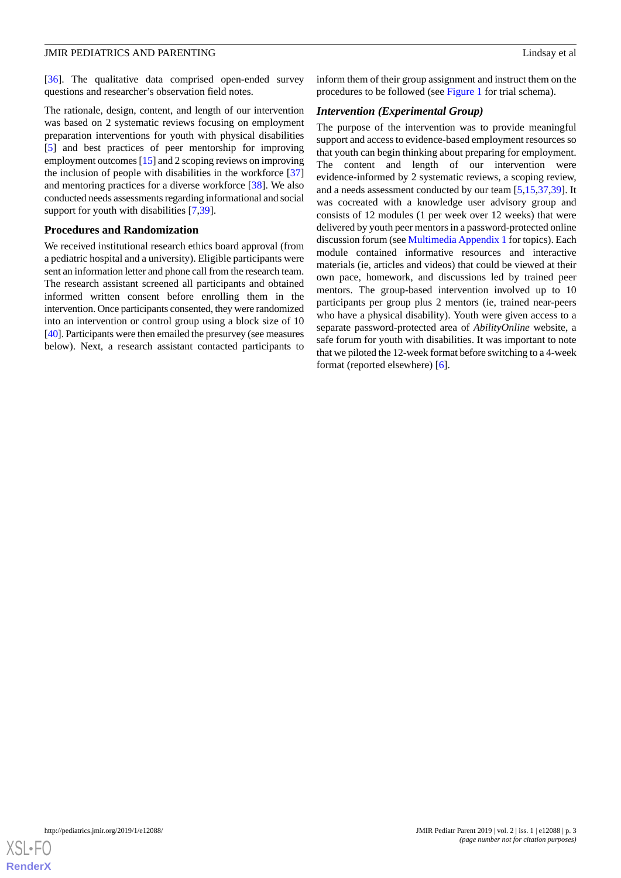[36]. The qualitative data comprised open-ended survey questions and researcher's observation field notes.

The rationale, design, content, and length of our intervention was based on 2 systematic reviews focusing on employment preparation interventions for youth with physical disabilities [5] and best practices of peer mentorship for improving employment outcomes [15] and 2 scoping reviews on improving the inclusion of people with disabilities in the workforce [37] and mentoring practices for a diverse workforce [38]. We also conducted needs assessments regarding informational and social support for youth with disabilities [7,39].

### Procedures and Randomization

We received institutional research ethics board approval (from a pediatric hospital and a university). Eligible participants were sent an information letter and phone call from the research team. The research assistant screened all participants and obtained informed written consent before enrolling them in the intervention. Once participants consented, they were randomized into an intervention or control group using a block size of 10 [40]. Participants were then emailed the presurvey (see measures below). Next, a research assistant contacted participants to inform them of their group assignment and instruct them on the procedures to be followed (see Figure 1 for trial schema).

#### *Intervention (Experimental Group)*

The purpose of the intervention was to provide meaningful support and access to evidence-based employment resources so that youth can begin thinking about preparing for employment. The content and length of our intervention were evidence-informed by 2 systematic reviews, a scoping review, and a needs assessment conducted by our team [5,15,37,39]. It was cocreated with a knowledge user advisory group and consists of 12 modules (1 per week over 12 weeks) that were delivered by youth peer mentors in a password-protected online discussion forum (see Multimedia Appendix 1 for topics). Each module contained informative resources and interactive materials (ie, articles and videos) that could be viewed at their own pace, homework, and discussions led by trained peer mentors. The group-based intervention involved up to 10 participants per group plus 2 mentors (ie, trained near-peers who have a physical disability). Youth were given access to a separate password-protected area of *AbilityOnline* website, a safe forum for youth with disabilities. It was important to note that we piloted the 12-week format before switching to a 4-week format (reported elsewhere) [6].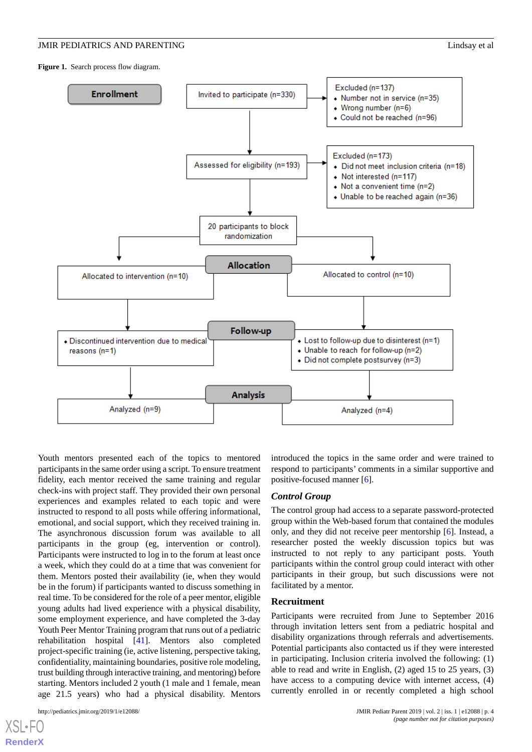**Figure 1.** Search process flow diagram.

**Enrollment**

Invited to participate (n=330)

Excluded (n=137)
- Number not in service (n=35)
- Wrong number (n=6)
- Could not be reached (n=96)

Assessed for eligibility (n=193)

Excluded (n=173)
- Did not meet inclusion criteria (n=18)
- Not interested (n=117)
- Not a convenient time (n=2)
- Unable to be reached again (n=36)

20 participants to block randomization

**Allocation**

Allocated to intervention (n=10)

Allocated to control (n=10)

**Follow-up**

- Discontinued intervention due to medical reasons (n=1)

- Lost to follow-up due to disinterest (n=1)
- Unable to reach for follow-up (n=2)
- Did not complete postsurvey (n=3)

**Analysis**

Analyzed (n=9)

Analyzed (n=4)

Youth mentors presented each of the topics to mentored participants in the same order using a script. To ensure treatment fidelity, each mentor received the same training and regular check-ins with project staff. They provided their own personal experiences and examples related to each topic and were instructed to respond to all posts while offering informational, emotional, and social support, which they received training in. The asynchronous discussion forum was available to all participants in the group (eg, intervention or control). Participants were instructed to log in to the forum at least once a week, which they could do at a time that was convenient for them. Mentors posted their availability (ie, when they would be in the forum) if participants wanted to discuss something in real time. To be considered for the role of a peer mentor, eligible young adults had lived experience with a physical disability, some employment experience, and have completed the 3-day Youth Peer Mentor Training program that runs out of a pediatric rehabilitation hospital [41]. Mentors also completed project-specific training (ie, active listening, perspective taking, confidentiality, maintaining boundaries, positive role modeling, trust building through interactive training, and mentoring) before starting. Mentors included 2 youth (1 male and 1 female, mean age 21.5 years) who had a physical disability. Mentors introduced the topics in the same order and were trained to respond to participants' comments in a similar supportive and positive-focused manner [6].

### *Control Group*

The control group had access to a separate password-protected group within the Web-based forum that contained the modules only, and they did not receive peer mentorship [6]. Instead, a researcher posted the weekly discussion topics but was instructed to not reply to any participant posts. Youth participants within the control group could interact with other participants in their group, but such discussions were not facilitated by a mentor.

## Recruitment

Participants were recruited from June to September 2016 through invitation letters sent from a pediatric hospital and disability organizations through referrals and advertisements. Potential participants also contacted us if they were interested in participating. Inclusion criteria involved the following: (1) able to read and write in English, (2) aged 15 to 25 years, (3) have access to a computing device with internet access, (4) currently enrolled in or recently completed a high school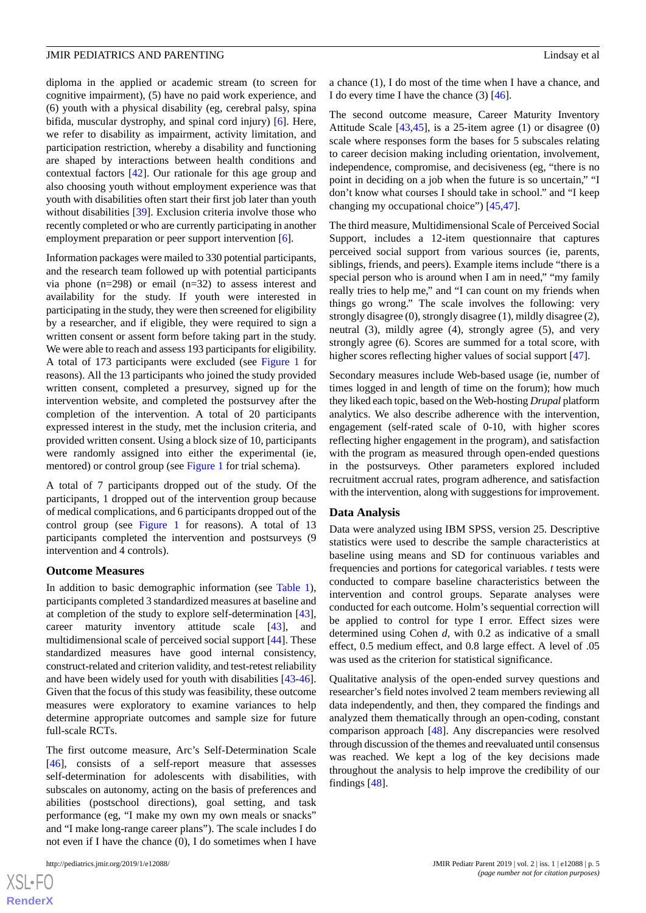diploma in the applied or academic stream (to screen for cognitive impairment), (5) have no paid work experience, and (6) youth with a physical disability (eg, cerebral palsy, spina bifida, muscular dystrophy, and spinal cord injury) [6]. Here, we refer to disability as impairment, activity limitation, and participation restriction, whereby a disability and functioning are shaped by interactions between health conditions and contextual factors [42]. Our rationale for this age group and also choosing youth without employment experience was that youth with disabilities often start their first job later than youth without disabilities [39]. Exclusion criteria involve those who recently completed or who are currently participating in another employment preparation or peer support intervention [6].

Information packages were mailed to 330 potential participants, and the research team followed up with potential participants via phone (n=298) or email (n=32) to assess interest and availability for the study. If youth were interested in participating in the study, they were then screened for eligibility by a researcher, and if eligible, they were required to sign a written consent or assent form before taking part in the study. We were able to reach and assess 193 participants for eligibility. A total of 173 participants were excluded (see Figure 1 for reasons). All the 13 participants who joined the study provided written consent, completed a presurvey, signed up for the intervention website, and completed the postsurvey after the completion of the intervention. A total of 20 participants expressed interest in the study, met the inclusion criteria, and provided written consent. Using a block size of 10, participants were randomly assigned into either the experimental (ie, mentored) or control group (see Figure 1 for trial schema).

A total of 7 participants dropped out of the study. Of the participants, 1 dropped out of the intervention group because of medical complications, and 6 participants dropped out of the control group (see Figure 1 for reasons). A total of 13 participants completed the intervention and postsurveys (9 intervention and 4 controls).

### Outcome Measures

In addition to basic demographic information (see Table 1), participants completed 3 standardized measures at baseline and at completion of the study to explore self-determination [43], career maturity inventory attitude scale [43], and multidimensional scale of perceived social support [44]. These standardized measures have good internal consistency, construct-related and criterion validity, and test-retest reliability and have been widely used for youth with disabilities [43-46]. Given that the focus of this study was feasibility, these outcome measures were exploratory to examine variances to help determine appropriate outcomes and sample size for future full-scale RCTs.

The first outcome measure, Arc's Self-Determination Scale [46], consists of a self-report measure that assesses self-determination for adolescents with disabilities, with subscales on autonomy, acting on the basis of preferences and abilities (postschool directions), goal setting, and task performance (eg, "I make my own my own meals or snacks" and "I make long-range career plans"). The scale includes I do not even if I have the chance (0), I do sometimes when I have a chance (1), I do most of the time when I have a chance, and I do every time I have the chance (3) [46].

The second outcome measure, Career Maturity Inventory Attitude Scale [43,45], is a 25-item agree (1) or disagree (0) scale where responses form the bases for 5 subscales relating to career decision making including orientation, involvement, independence, compromise, and decisiveness (eg, "there is no point in deciding on a job when the future is so uncertain," "I don't know what courses I should take in school." and "I keep changing my occupational choice") [45,47].

The third measure, Multidimensional Scale of Perceived Social Support, includes a 12-item questionnaire that captures perceived social support from various sources (ie, parents, siblings, friends, and peers). Example items include "there is a special person who is around when I am in need," "my family really tries to help me," and "I can count on my friends when things go wrong." The scale involves the following: very strongly disagree (0), strongly disagree (1), mildly disagree (2), neutral (3), mildly agree (4), strongly agree (5), and very strongly agree (6). Scores are summed for a total score, with higher scores reflecting higher values of social support [47].

Secondary measures include Web-based usage (ie, number of times logged in and length of time on the forum); how much they liked each topic, based on the Web-hosting *Drupal* platform analytics. We also describe adherence with the intervention, engagement (self-rated scale of 0-10, with higher scores reflecting higher engagement in the program), and satisfaction with the program as measured through open-ended questions in the postsurveys. Other parameters explored included recruitment accrual rates, program adherence, and satisfaction with the intervention, along with suggestions for improvement.

### Data Analysis

Data were analyzed using IBM SPSS, version 25. Descriptive statistics were used to describe the sample characteristics at baseline using means and SD for continuous variables and frequencies and portions for categorical variables. *t* tests were conducted to compare baseline characteristics between the intervention and control groups. Separate analyses were conducted for each outcome. Holm's sequential correction will be applied to control for type I error. Effect sizes were determined using Cohen *d*, with 0.2 as indicative of a small effect, 0.5 medium effect, and 0.8 large effect. A level of .05 was used as the criterion for statistical significance.

Qualitative analysis of the open-ended survey questions and researcher's field notes involved 2 team members reviewing all data independently, and then, they compared the findings and analyzed them thematically through an open-coding, constant comparison approach [48]. Any discrepancies were resolved through discussion of the themes and reevaluated until consensus was reached. We kept a log of the key decisions made throughout the analysis to help improve the credibility of our findings [48].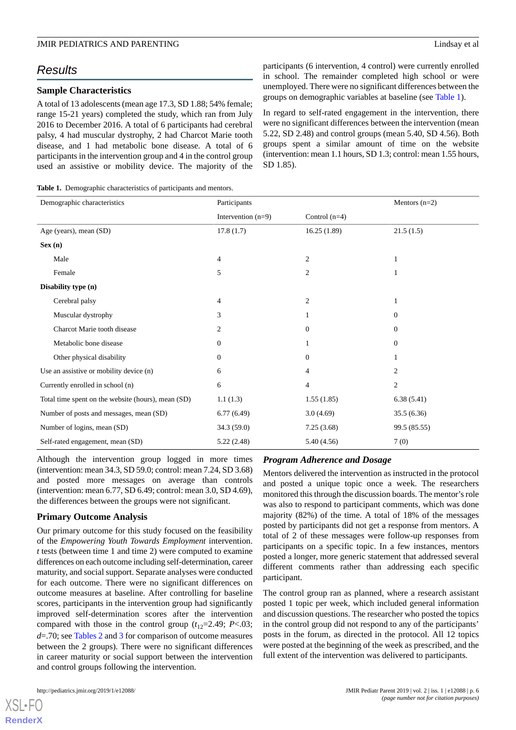## Results

### Sample Characteristics

A total of 13 adolescents (mean age 17.3, SD 1.88; 54% female; range 15-21 years) completed the study, which ran from July 2016 to December 2016. A total of 6 participants had cerebral palsy, 4 had muscular dystrophy, 2 had Charcot Marie tooth disease, and 1 had metabolic bone disease. A total of 6 participants in the intervention group and 4 in the control group used an assistive or mobility device. The majority of the participants (6 intervention, 4 control) were currently enrolled in school. The remainder completed high school or were unemployed. There were no significant differences between the groups on demographic variables at baseline (see Table 1).

In regard to self-rated engagement in the intervention, there were no significant differences between the intervention (mean 5.22, SD 2.48) and control groups (mean 5.40, SD 4.56). Both groups spent a similar amount of time on the website (intervention: mean 1.1 hours, SD 1.3; control: mean 1.55 hours, SD 1.85).

**Table 1.** Demographic characteristics of participants and mentors.

| Demographic characteristics | Participants | | Mentors (n=2) |
|---|---|---|---|
| | Intervention (n=9) | Control (n=4) | |
| Age (years), mean (SD) | 17.8 (1.7) | 16.25 (1.89) | 21.5 (1.5) |
| **Sex (n)** | | | |
| Male | 4 | 2 | 1 |
| Female | 5 | 2 | 1 |
| **Disability type (n)** | | | |
| Cerebral palsy | 4 | 2 | 1 |
| Muscular dystrophy | 3 | 1 | 0 |
| Charcot Marie tooth disease | 2 | 0 | 0 |
| Metabolic bone disease | 0 | 1 | 0 |
| Other physical disability | 0 | 0 | 1 |
| Use an assistive or mobility device (n) | 6 | 4 | 2 |
| Currently enrolled in school (n) | 6 | 4 | 2 |
| Total time spent on the website (hours), mean (SD) | 1.1 (1.3) | 1.55 (1.85) | 6.38 (5.41) |
| Number of posts and messages, mean (SD) | 6.77 (6.49) | 3.0 (4.69) | 35.5 (6.36) |
| Number of logins, mean (SD) | 34.3 (59.0) | 7.25 (3.68) | 99.5 (85.55) |
| Self-rated engagement, mean (SD) | 5.22 (2.48) | 5.40 (4.56) | 7 (0) |

Although the intervention group logged in more times (intervention: mean 34.3, SD 59.0; control: mean 7.24, SD 3.68) and posted more messages on average than controls (intervention: mean 6.77, SD 6.49; control: mean 3.0, SD 4.69), the differences between the groups were not significant.

### Primary Outcome Analysis

Our primary outcome for this study focused on the feasibility of the *Empowering Youth Towards Employment* intervention. *t* tests (between time 1 and time 2) were computed to examine differences on each outcome including self-determination, career maturity, and social support. Separate analyses were conducted for each outcome. There were no significant differences on outcome measures at baseline. After controlling for baseline scores, participants in the intervention group had significantly improved self-determination scores after the intervention compared with those in the control group ($t_{12}$=2.49; $P$<.03; $d$=.70; see Tables 2 and 3 for comparison of outcome measures between the 2 groups). There were no significant differences in career maturity or social support between the intervention and control groups following the intervention.

### *Program Adherence and Dosage*

Mentors delivered the intervention as instructed in the protocol and posted a unique topic once a week. The researchers monitored this through the discussion boards. The mentor's role was also to respond to participant comments, which was done majority (82%) of the time. A total of 18% of the messages posted by participants did not get a response from mentors. A total of 2 of these messages were follow-up responses from participants on a specific topic. In a few instances, mentors posted a longer, more generic statement that addressed several different comments rather than addressing each specific participant.

The control group ran as planned, where a research assistant posted 1 topic per week, which included general information and discussion questions. The researcher who posted the topics in the control group did not respond to any of the participants' posts in the forum, as directed in the protocol. All 12 topics were posted at the beginning of the week as prescribed, and the full extent of the intervention was delivered to participants.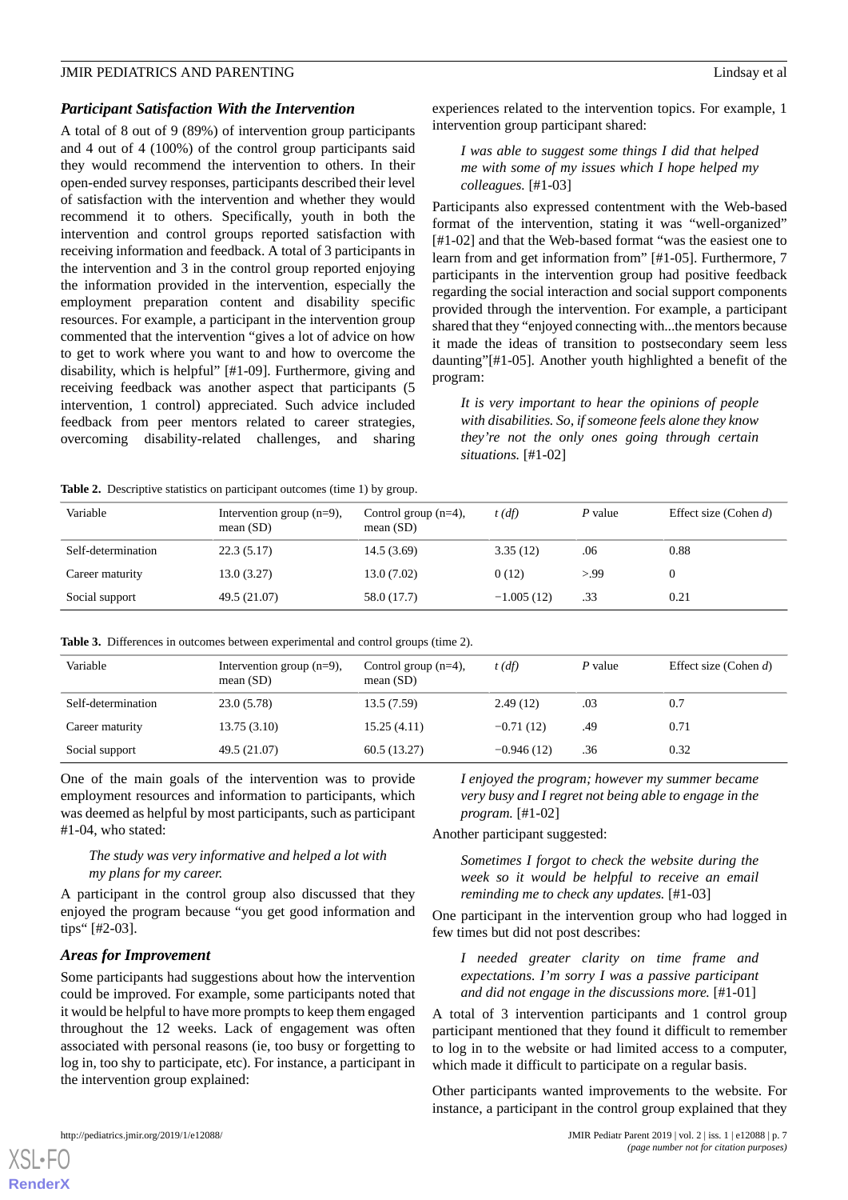### Participant Satisfaction With the Intervention

A total of 8 out of 9 (89%) of intervention group participants and 4 out of 4 (100%) of the control group participants said they would recommend the intervention to others. In their open-ended survey responses, participants described their level of satisfaction with the intervention and whether they would recommend it to others. Specifically, youth in both the intervention and control groups reported satisfaction with receiving information and feedback. A total of 3 participants in the intervention and 3 in the control group reported enjoying the information provided in the intervention, especially the employment preparation content and disability specific resources. For example, a participant in the intervention group commented that the intervention "gives a lot of advice on how to get to work where you want to and how to overcome the disability, which is helpful" [#1-09]. Furthermore, giving and receiving feedback was another aspect that participants (5 intervention, 1 control) appreciated. Such advice included feedback from peer mentors related to career strategies, overcoming disability-related challenges, and sharing experiences related to the intervention topics. For example, 1 intervention group participant shared:

> *I was able to suggest some things I did that helped me with some of my issues which I hope helped my colleagues.* [#1-03]

Participants also expressed contentment with the Web-based format of the intervention, stating it was "well-organized" [#1-02] and that the Web-based format "was the easiest one to learn from and get information from" [#1-05]. Furthermore, 7 participants in the intervention group had positive feedback regarding the social interaction and social support components provided through the intervention. For example, a participant shared that they "enjoyed connecting with...the mentors because it made the ideas of transition to postsecondary seem less daunting"[#1-05]. Another youth highlighted a benefit of the program:

> *It is very important to hear the opinions of people with disabilities. So, if someone feels alone they know they're not the only ones going through certain situations.* [#1-02]

**Table 2.** Descriptive statistics on participant outcomes (time 1) by group.

| Variable | Intervention group (n=9), mean (SD) | Control group (n=4), mean (SD) | *t (df)* | *P* value | Effect size (Cohen *d*) |
|---|---|---|---|---|---|
| Self-determination | 22.3 (5.17) | 14.5 (3.69) | 3.35 (12) | .06 | 0.88 |
| Career maturity | 13.0 (3.27) | 13.0 (7.02) | 0 (12) | >.99 | 0 |
| Social support | 49.5 (21.07) | 58.0 (17.7) | −1.005 (12) | .33 | 0.21 |

**Table 3.** Differences in outcomes between experimental and control groups (time 2).

| Variable | Intervention group (n=9), mean (SD) | Control group (n=4), mean (SD) | *t (df)* | *P* value | Effect size (Cohen *d*) |
|---|---|---|---|---|---|
| Self-determination | 23.0 (5.78) | 13.5 (7.59) | 2.49 (12) | .03 | 0.7 |
| Career maturity | 13.75 (3.10) | 15.25 (4.11) | −0.71 (12) | .49 | 0.71 |
| Social support | 49.5 (21.07) | 60.5 (13.27) | −0.946 (12) | .36 | 0.32 |

One of the main goals of the intervention was to provide employment resources and information to participants, which was deemed as helpful by most participants, such as participant #1-04, who stated:

> *The study was very informative and helped a lot with my plans for my career.*

A participant in the control group also discussed that they enjoyed the program because "you get good information and tips" [#2-03].

### Areas for Improvement

Some participants had suggestions about how the intervention could be improved. For example, some participants noted that it would be helpful to have more prompts to keep them engaged throughout the 12 weeks. Lack of engagement was often associated with personal reasons (ie, too busy or forgetting to log in, too shy to participate, etc). For instance, a participant in the intervention group explained:

> *I enjoyed the program; however my summer became very busy and I regret not being able to engage in the program.* [#1-02]

Another participant suggested:

> *Sometimes I forgot to check the website during the week so it would be helpful to receive an email reminding me to check any updates.* [#1-03]

One participant in the intervention group who had logged in few times but did not post describes:

> *I needed greater clarity on time frame and expectations. I'm sorry I was a passive participant and did not engage in the discussions more.* [#1-01]

A total of 3 intervention participants and 1 control group participant mentioned that they found it difficult to remember to log in to the website or had limited access to a computer, which made it difficult to participate on a regular basis.

Other participants wanted improvements to the website. For instance, a participant in the control group explained that they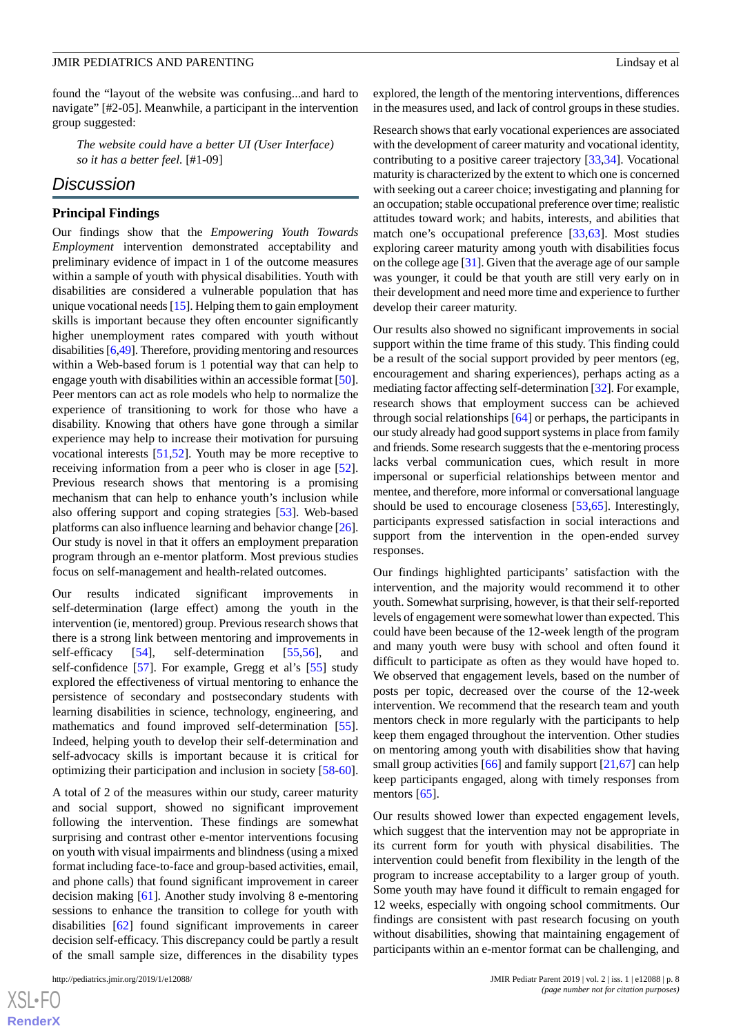found the "layout of the website was confusing...and hard to navigate" [#2-05]. Meanwhile, a participant in the intervention group suggested:

> *The website could have a better UI (User Interface) so it has a better feel.* [#1-09]

## Discussion

### Principal Findings

Our findings show that the *Empowering Youth Towards Employment* intervention demonstrated acceptability and preliminary evidence of impact in 1 of the outcome measures within a sample of youth with physical disabilities. Youth with disabilities are considered a vulnerable population that has unique vocational needs [15]. Helping them to gain employment skills is important because they often encounter significantly higher unemployment rates compared with youth without disabilities [6,49]. Therefore, providing mentoring and resources within a Web-based forum is 1 potential way that can help to engage youth with disabilities within an accessible format [50]. Peer mentors can act as role models who help to normalize the experience of transitioning to work for those who have a disability. Knowing that others have gone through a similar experience may help to increase their motivation for pursuing vocational interests [51,52]. Youth may be more receptive to receiving information from a peer who is closer in age [52]. Previous research shows that mentoring is a promising mechanism that can help to enhance youth's inclusion while also offering support and coping strategies [53]. Web-based platforms can also influence learning and behavior change [26]. Our study is novel in that it offers an employment preparation program through an e-mentor platform. Most previous studies focus on self-management and health-related outcomes.

Our results indicated significant improvements in self-determination (large effect) among the youth in the intervention (ie, mentored) group. Previous research shows that there is a strong link between mentoring and improvements in self-efficacy [54], self-determination [55,56], and self-confidence [57]. For example, Gregg et al's [55] study explored the effectiveness of virtual mentoring to enhance the persistence of secondary and postsecondary students with learning disabilities in science, technology, engineering, and mathematics and found improved self-determination [55]. Indeed, helping youth to develop their self-determination and self-advocacy skills is important because it is critical for optimizing their participation and inclusion in society [58-60].

A total of 2 of the measures within our study, career maturity and social support, showed no significant improvement following the intervention. These findings are somewhat surprising and contrast other e-mentor interventions focusing on youth with visual impairments and blindness (using a mixed format including face-to-face and group-based activities, email, and phone calls) that found significant improvement in career decision making [61]. Another study involving 8 e-mentoring sessions to enhance the transition to college for youth with disabilities [62] found significant improvements in career decision self-efficacy. This discrepancy could be partly a result of the small sample size, differences in the disability types explored, the length of the mentoring interventions, differences in the measures used, and lack of control groups in these studies.

Research shows that early vocational experiences are associated with the development of career maturity and vocational identity, contributing to a positive career trajectory [33,34]. Vocational maturity is characterized by the extent to which one is concerned with seeking out a career choice; investigating and planning for an occupation; stable occupational preference over time; realistic attitudes toward work; and habits, interests, and abilities that match one's occupational preference [33,63]. Most studies exploring career maturity among youth with disabilities focus on the college age [31]. Given that the average age of our sample was younger, it could be that youth are still very early on in their development and need more time and experience to further develop their career maturity.

Our results also showed no significant improvements in social support within the time frame of this study. This finding could be a result of the social support provided by peer mentors (eg, encouragement and sharing experiences), perhaps acting as a mediating factor affecting self-determination [32]. For example, research shows that employment success can be achieved through social relationships [64] or perhaps, the participants in our study already had good support systems in place from family and friends. Some research suggests that the e-mentoring process lacks verbal communication cues, which result in more impersonal or superficial relationships between mentor and mentee, and therefore, more informal or conversational language should be used to encourage closeness [53,65]. Interestingly, participants expressed satisfaction in social interactions and support from the intervention in the open-ended survey responses.

Our findings highlighted participants' satisfaction with the intervention, and the majority would recommend it to other youth. Somewhat surprising, however, is that their self-reported levels of engagement were somewhat lower than expected. This could have been because of the 12-week length of the program and many youth were busy with school and often found it difficult to participate as often as they would have hoped to. We observed that engagement levels, based on the number of posts per topic, decreased over the course of the 12-week intervention. We recommend that the research team and youth mentors check in more regularly with the participants to help keep them engaged throughout the intervention. Other studies on mentoring among youth with disabilities show that having small group activities [66] and family support [21,67] can help keep participants engaged, along with timely responses from mentors [65].

Our results showed lower than expected engagement levels, which suggest that the intervention may not be appropriate in its current form for youth with physical disabilities. The intervention could benefit from flexibility in the length of the program to increase acceptability to a larger group of youth. Some youth may have found it difficult to remain engaged for 12 weeks, especially with ongoing school commitments. Our findings are consistent with past research focusing on youth without disabilities, showing that maintaining engagement of participants within an e-mentor format can be challenging, and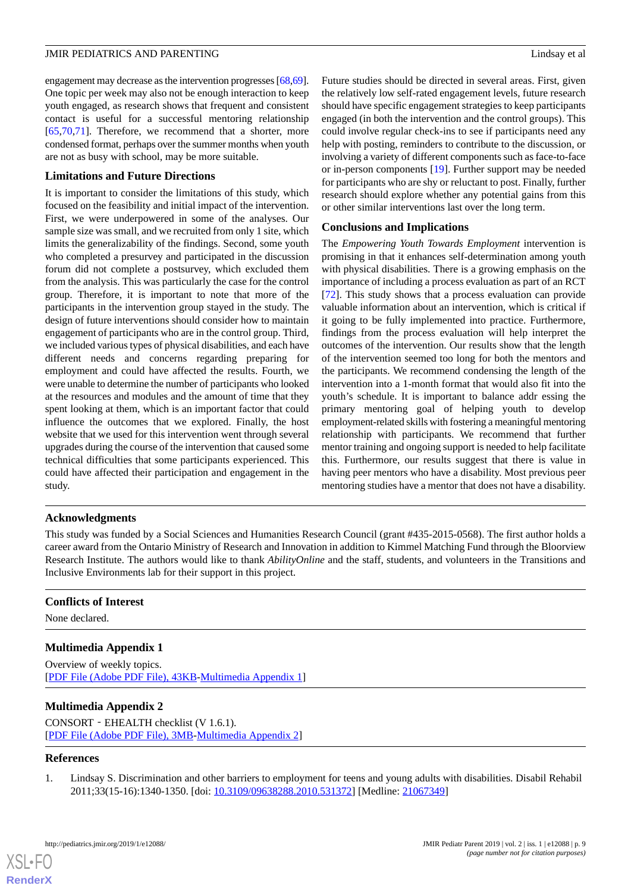engagement may decrease as the intervention progresses [68,69]. One topic per week may also not be enough interaction to keep youth engaged, as research shows that frequent and consistent contact is useful for a successful mentoring relationship [65,70,71]. Therefore, we recommend that a shorter, more condensed format, perhaps over the summer months when youth are not as busy with school, may be more suitable.

### Limitations and Future Directions

It is important to consider the limitations of this study, which focused on the feasibility and initial impact of the intervention. First, we were underpowered in some of the analyses. Our sample size was small, and we recruited from only 1 site, which limits the generalizability of the findings. Second, some youth who completed a presurvey and participated in the discussion forum did not complete a postsurvey, which excluded them from the analysis. This was particularly the case for the control group. Therefore, it is important to note that more of the participants in the intervention group stayed in the study. The design of future interventions should consider how to maintain engagement of participants who are in the control group. Third, we included various types of physical disabilities, and each have different needs and concerns regarding preparing for employment and could have affected the results. Fourth, we were unable to determine the number of participants who looked at the resources and modules and the amount of time that they spent looking at them, which is an important factor that could influence the outcomes that we explored. Finally, the host website that we used for this intervention went through several upgrades during the course of the intervention that caused some technical difficulties that some participants experienced. This could have affected their participation and engagement in the study.

Future studies should be directed in several areas. First, given the relatively low self-rated engagement levels, future research should have specific engagement strategies to keep participants engaged (in both the intervention and the control groups). This could involve regular check-ins to see if participants need any help with posting, reminders to contribute to the discussion, or involving a variety of different components such as face-to-face or in-person components [19]. Further support may be needed for participants who are shy or reluctant to post. Finally, further research should explore whether any potential gains from this or other similar interventions last over the long term.

### Conclusions and Implications

The *Empowering Youth Towards Employment* intervention is promising in that it enhances self-determination among youth with physical disabilities. There is a growing emphasis on the importance of including a process evaluation as part of an RCT [72]. This study shows that a process evaluation can provide valuable information about an intervention, which is critical if it going to be fully implemented into practice. Furthermore, findings from the process evaluation will help interpret the outcomes of the intervention. Our results show that the length of the intervention seemed too long for both the mentors and the participants. We recommend condensing the length of the intervention into a 1-month format that would also fit into the youth's schedule. It is important to balance addr essing the primary mentoring goal of helping youth to develop employment-related skills with fostering a meaningful mentoring relationship with participants. We recommend that further mentor training and ongoing support is needed to help facilitate this. Furthermore, our results suggest that there is value in having peer mentors who have a disability. Most previous peer mentoring studies have a mentor that does not have a disability.

## Acknowledgments

This study was funded by a Social Sciences and Humanities Research Council (grant #435-2015-0568). The first author holds a career award from the Ontario Ministry of Research and Innovation in addition to Kimmel Matching Fund through the Bloorview Research Institute. The authors would like to thank *AbilityOnline* and the staff, students, and volunteers in the Transitions and Inclusive Environments lab for their support in this project.

## Conflicts of Interest

None declared.

## Multimedia Appendix 1

Overview of weekly topics.
[PDF File (Adobe PDF File), 43KB-Multimedia Appendix 1]

## Multimedia Appendix 2

CONSORT - EHEALTH checklist (V 1.6.1).
[PDF File (Adobe PDF File), 3MB-Multimedia Appendix 2]

## References

1. Lindsay S. Discrimination and other barriers to employment for teens and young adults with disabilities. Disabil Rehabil 2011;33(15-16):1340-1350. [doi: 10.3109/09638288.2010.531372] [Medline: 21067349]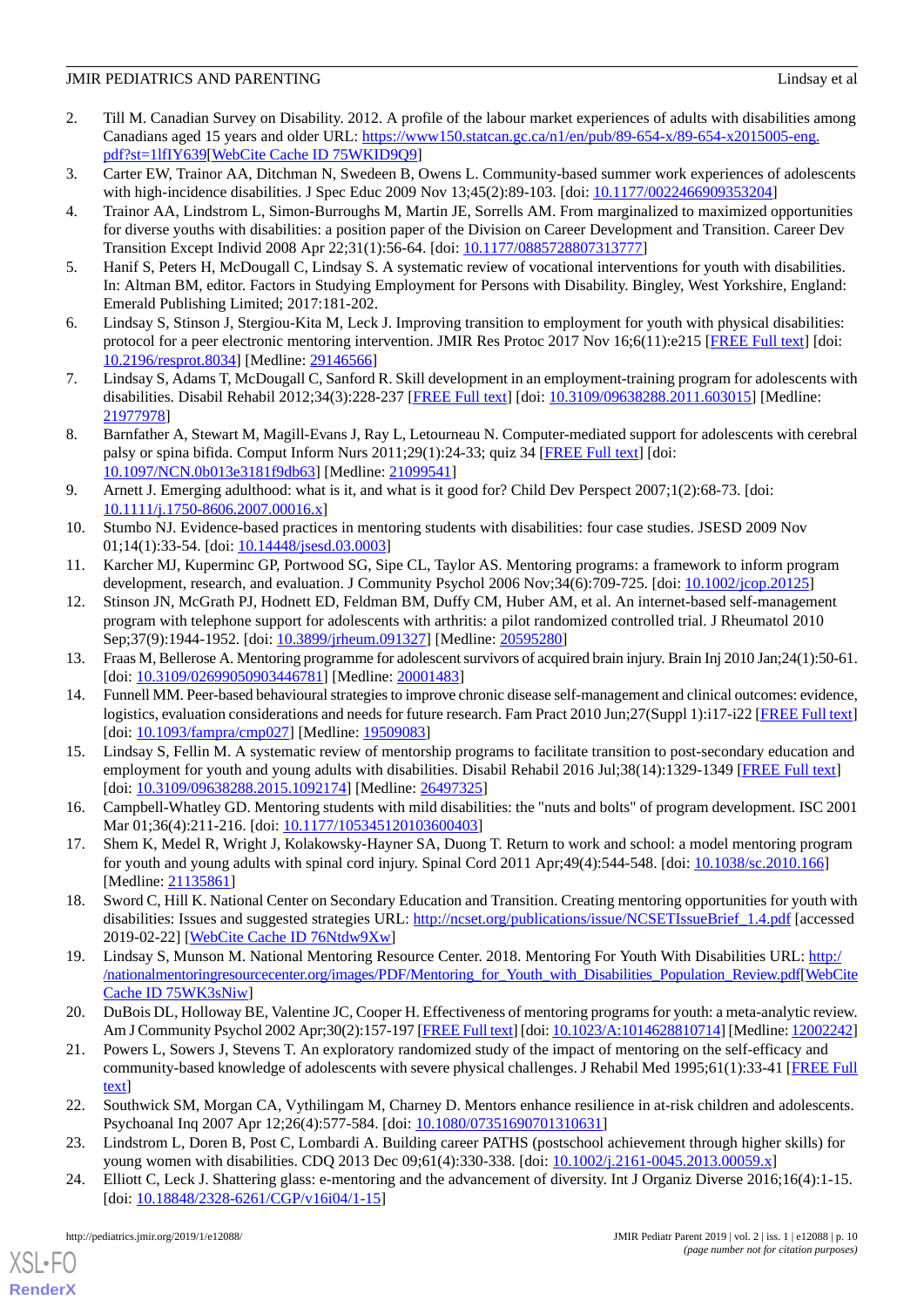2. Till M. Canadian Survey on Disability. 2012. A profile of the labour market experiences of adults with disabilities among Canadians aged 15 years and older URL: https://www150.statcan.gc.ca/n1/en/pub/89-654-x/89-654-x2015005-eng.pdf?st=1lfIY639[WebCite Cache ID 75WKID9Q9]
3. Carter EW, Trainor AA, Ditchman N, Swedeen B, Owens L. Community-based summer work experiences of adolescents with high-incidence disabilities. J Spec Educ 2009 Nov 13;45(2):89-103. [doi: 10.1177/0022466909353204]
4. Trainor AA, Lindstrom L, Simon-Burroughs M, Martin JE, Sorrells AM. From marginalized to maximized opportunities for diverse youths with disabilities: a position paper of the Division on Career Development and Transition. Career Dev Transition Except Individ 2008 Apr 22;31(1):56-64. [doi: 10.1177/0885728807313777]
5. Hanif S, Peters H, McDougall C, Lindsay S. A systematic review of vocational interventions for youth with disabilities. In: Altman BM, editor. Factors in Studying Employment for Persons with Disability. Bingley, West Yorkshire, England: Emerald Publishing Limited; 2017:181-202.
6. Lindsay S, Stinson J, Stergiou-Kita M, Leck J. Improving transition to employment for youth with physical disabilities: protocol for a peer electronic mentoring intervention. JMIR Res Protoc 2017 Nov 16;6(11):e215 [FREE Full text] [doi: 10.2196/resprot.8034] [Medline: 29146566]
7. Lindsay S, Adams T, McDougall C, Sanford R. Skill development in an employment-training program for adolescents with disabilities. Disabil Rehabil 2012;34(3):228-237 [FREE Full text] [doi: 10.3109/09638288.2011.603015] [Medline: 21977978]
8. Barnfather A, Stewart M, Magill-Evans J, Ray L, Letourneau N. Computer-mediated support for adolescents with cerebral palsy or spina bifida. Comput Inform Nurs 2011;29(1):24-33; quiz 34 [FREE Full text] [doi: 10.1097/NCN.0b013e3181f9db63] [Medline: 21099541]
9. Arnett J. Emerging adulthood: what is it, and what is it good for? Child Dev Perspect 2007;1(2):68-73. [doi: 10.1111/j.1750-8606.2007.00016.x]
10. Stumbo NJ. Evidence-based practices in mentoring students with disabilities: four case studies. JSESD 2009 Nov 01;14(1):33-54. [doi: 10.14448/jsesd.03.0003]
11. Karcher MJ, Kuperminc GP, Portwood SG, Sipe CL, Taylor AS. Mentoring programs: a framework to inform program development, research, and evaluation. J Community Psychol 2006 Nov;34(6):709-725. [doi: 10.1002/jcop.20125]
12. Stinson JN, McGrath PJ, Hodnett ED, Feldman BM, Duffy CM, Huber AM, et al. An internet-based self-management program with telephone support for adolescents with arthritis: a pilot randomized controlled trial. J Rheumatol 2010 Sep;37(9):1944-1952. [doi: 10.3899/jrheum.091327] [Medline: 20595280]
13. Fraas M, Bellerose A. Mentoring programme for adolescent survivors of acquired brain injury. Brain Inj 2010 Jan;24(1):50-61. [doi: 10.3109/02699050903446781] [Medline: 20001483]
14. Funnell MM. Peer-based behavioural strategies to improve chronic disease self-management and clinical outcomes: evidence, logistics, evaluation considerations and needs for future research. Fam Pract 2010 Jun;27(Suppl 1):i17-i22 [FREE Full text] [doi: 10.1093/fampra/cmp027] [Medline: 19509083]
15. Lindsay S, Fellin M. A systematic review of mentorship programs to facilitate transition to post-secondary education and employment for youth and young adults with disabilities. Disabil Rehabil 2016 Jul;38(14):1329-1349 [FREE Full text] [doi: 10.3109/09638288.2015.1092174] [Medline: 26497325]
16. Campbell-Whatley GD. Mentoring students with mild disabilities: the "nuts and bolts" of program development. ISC 2001 Mar 01;36(4):211-216. [doi: 10.1177/105345120103600403]
17. Shem K, Medel R, Wright J, Kolakowsky-Hayner SA, Duong T. Return to work and school: a model mentoring program for youth and young adults with spinal cord injury. Spinal Cord 2011 Apr;49(4):544-548. [doi: 10.1038/sc.2010.166] [Medline: 21135861]
18. Sword C, Hill K. National Center on Secondary Education and Transition. Creating mentoring opportunities for youth with disabilities: Issues and suggested strategies URL: http://ncset.org/publications/issue/NCSETIssueBrief_1.4.pdf [accessed 2019-02-22] [WebCite Cache ID 76Ntdw9Xw]
19. Lindsay S, Munson M. National Mentoring Resource Center. 2018. Mentoring For Youth With Disabilities URL: http://nationalmentoringresourcecenter.org/images/PDF/Mentoring_for_Youth_with_Disabilities_Population_Review.pdf[WebCite Cache ID 75WK3sNiw]
20. DuBois DL, Holloway BE, Valentine JC, Cooper H. Effectiveness of mentoring programs for youth: a meta-analytic review. Am J Community Psychol 2002 Apr;30(2):157-197 [FREE Full text] [doi: 10.1023/A:1014628810714] [Medline: 12002242]
21. Powers L, Sowers J, Stevens T. An exploratory randomized study of the impact of mentoring on the self-efficacy and community-based knowledge of adolescents with severe physical challenges. J Rehabil Med 1995;61(1):33-41 [FREE Full text]
22. Southwick SM, Morgan CA, Vythilingam M, Charney D. Mentors enhance resilience in at-risk children and adolescents. Psychoanal Inq 2007 Apr 12;26(4):577-584. [doi: 10.1080/07351690701310631]
23. Lindstrom L, Doren B, Post C, Lombardi A. Building career PATHS (postschool achievement through higher skills) for young women with disabilities. CDQ 2013 Dec 09;61(4):330-338. [doi: 10.1002/j.2161-0045.2013.00059.x]
24. Elliott C, Leck J. Shattering glass: e-mentoring and the advancement of diversity. Int J Organiz Diverse 2016;16(4):1-15. [doi: 10.18848/2328-6261/CGP/v16i04/1-15]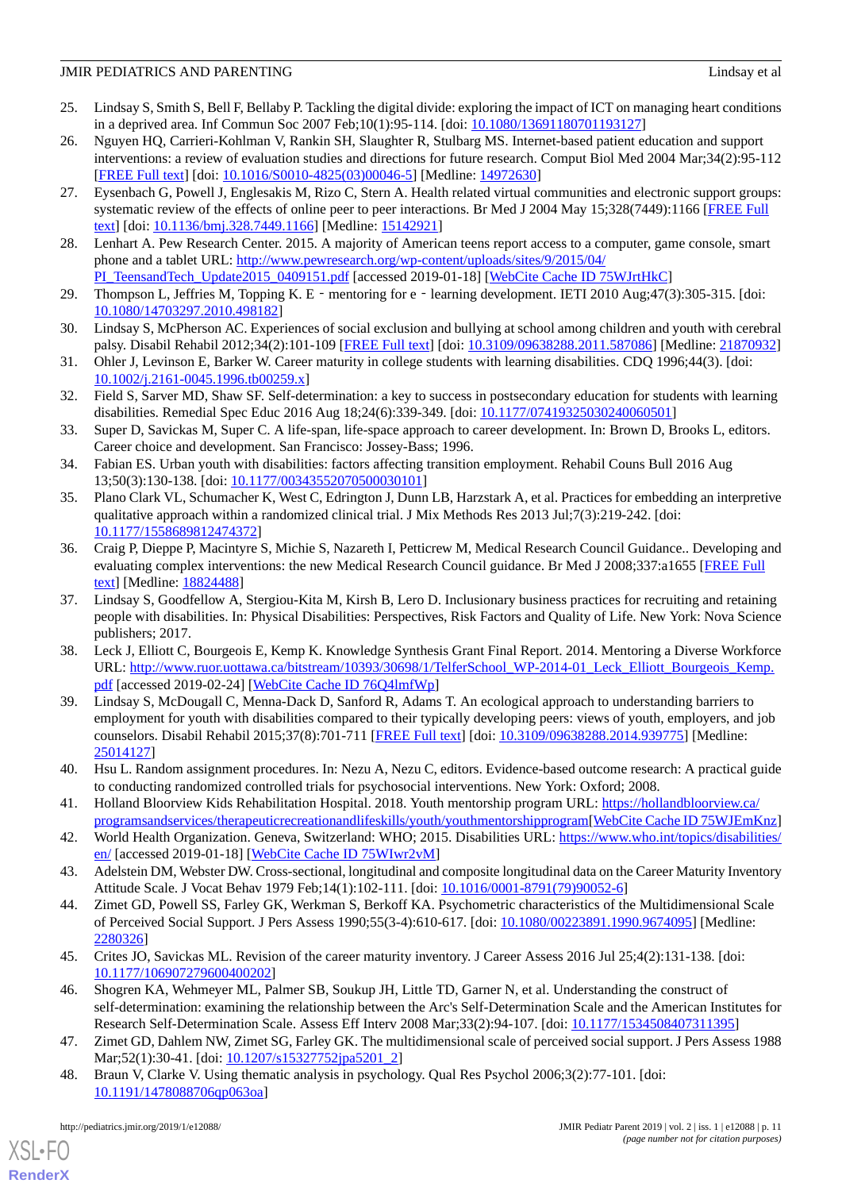25. Lindsay S, Smith S, Bell F, Bellaby P. Tackling the digital divide: exploring the impact of ICT on managing heart conditions in a deprived area. Inf Commun Soc 2007 Feb;10(1):95-114. [doi: 10.1080/13691180701193127]
26. Nguyen HQ, Carrieri-Kohlman V, Rankin SH, Slaughter R, Stulbarg MS. Internet-based patient education and support interventions: a review of evaluation studies and directions for future research. Comput Biol Med 2004 Mar;34(2):95-112 [FREE Full text] [doi: 10.1016/S0010-4825(03)00046-5] [Medline: 14972630]
27. Eysenbach G, Powell J, Englesakis M, Rizo C, Stern A. Health related virtual communities and electronic support groups: systematic review of the effects of online peer to peer interactions. Br Med J 2004 May 15;328(7449):1166 [FREE Full text] [doi: 10.1136/bmj.328.7449.1166] [Medline: 15142921]
28. Lenhart A. Pew Research Center. 2015. A majority of American teens report access to a computer, game console, smart phone and a tablet URL: http://www.pewresearch.org/wp-content/uploads/sites/9/2015/04/PI_TeensandTech_Update2015_0409151.pdf [accessed 2019-01-18] [WebCite Cache ID 75WJrtHkC]
29. Thompson L, Jeffries M, Topping K. E‐mentoring for e‐learning development. IETI 2010 Aug;47(3):305-315. [doi: 10.1080/14703297.2010.498182]
30. Lindsay S, McPherson AC. Experiences of social exclusion and bullying at school among children and youth with cerebral palsy. Disabil Rehabil 2012;34(2):101-109 [FREE Full text] [doi: 10.3109/09638288.2011.587086] [Medline: 21870932]
31. Ohler J, Levinson E, Barker W. Career maturity in college students with learning disabilities. CDQ 1996;44(3). [doi: 10.1002/j.2161-0045.1996.tb00259.x]
32. Field S, Sarver MD, Shaw SF. Self-determination: a key to success in postsecondary education for students with learning disabilities. Remedial Spec Educ 2016 Aug 18;24(6):339-349. [doi: 10.1177/07419325030240060501]
33. Super D, Savickas M, Super C. A life-span, life-space approach to career development. In: Brown D, Brooks L, editors. Career choice and development. San Francisco: Jossey-Bass; 1996.
34. Fabian ES. Urban youth with disabilities: factors affecting transition employment. Rehabil Couns Bull 2016 Aug 13;50(3):130-138. [doi: 10.1177/00343552070500030101]
35. Plano Clark VL, Schumacher K, West C, Edrington J, Dunn LB, Harzstark A, et al. Practices for embedding an interpretive qualitative approach within a randomized clinical trial. J Mix Methods Res 2013 Jul;7(3):219-242. [doi: 10.1177/1558689812474372]
36. Craig P, Dieppe P, Macintyre S, Michie S, Nazareth I, Petticrew M, Medical Research Council Guidance.. Developing and evaluating complex interventions: the new Medical Research Council guidance. Br Med J 2008;337:a1655 [FREE Full text] [Medline: 18824488]
37. Lindsay S, Goodfellow A, Stergiou-Kita M, Kirsh B, Lero D. Inclusionary business practices for recruiting and retaining people with disabilities. In: Physical Disabilities: Perspectives, Risk Factors and Quality of Life. New York: Nova Science publishers; 2017.
38. Leck J, Elliott C, Bourgeois E, Kemp K. Knowledge Synthesis Grant Final Report. 2014. Mentoring a Diverse Workforce URL: http://www.ruor.uottawa.ca/bitstream/10393/30698/1/TelferSchool_WP-2014-01_Leck_Elliott_Bourgeois_Kemp.pdf [accessed 2019-02-24] [WebCite Cache ID 76Q4lmfWp]
39. Lindsay S, McDougall C, Menna-Dack D, Sanford R, Adams T. An ecological approach to understanding barriers to employment for youth with disabilities compared to their typically developing peers: views of youth, employers, and job counselors. Disabil Rehabil 2015;37(8):701-711 [FREE Full text] [doi: 10.3109/09638288.2014.939775] [Medline: 25014127]
40. Hsu L. Random assignment procedures. In: Nezu A, Nezu C, editors. Evidence-based outcome research: A practical guide to conducting randomized controlled trials for psychosocial interventions. New York: Oxford; 2008.
41. Holland Bloorview Kids Rehabilitation Hospital. 2018. Youth mentorship program URL: https://hollandbloorview.ca/programsandservices/therapeuticrecreationandlifeskills/youth/youthmentorshipprogram[WebCite Cache ID 75WJEmKnz]
42. World Health Organization. Geneva, Switzerland: WHO; 2015. Disabilities URL: https://www.who.int/topics/disabilities/en/ [accessed 2019-01-18] [WebCite Cache ID 75WIwr2vM]
43. Adelstein DM, Webster DW. Cross-sectional, longitudinal and composite longitudinal data on the Career Maturity Inventory Attitude Scale. J Vocat Behav 1979 Feb;14(1):102-111. [doi: 10.1016/0001-8791(79)90052-6]
44. Zimet GD, Powell SS, Farley GK, Werkman S, Berkoff KA. Psychometric characteristics of the Multidimensional Scale of Perceived Social Support. J Pers Assess 1990;55(3-4):610-617. [doi: 10.1080/00223891.1990.9674095] [Medline: 2280326]
45. Crites JO, Savickas ML. Revision of the career maturity inventory. J Career Assess 2016 Jul 25;4(2):131-138. [doi: 10.1177/106907279600400202]
46. Shogren KA, Wehmeyer ML, Palmer SB, Soukup JH, Little TD, Garner N, et al. Understanding the construct of self-determination: examining the relationship between the Arc's Self-Determination Scale and the American Institutes for Research Self-Determination Scale. Assess Eff Interv 2008 Mar;33(2):94-107. [doi: 10.1177/1534508407311395]
47. Zimet GD, Dahlem NW, Zimet SG, Farley GK. The multidimensional scale of perceived social support. J Pers Assess 1988 Mar;52(1):30-41. [doi: 10.1207/s15327752jpa5201_2]
48. Braun V, Clarke V. Using thematic analysis in psychology. Qual Res Psychol 2006;3(2):77-101. [doi: 10.1191/1478088706qp063oa]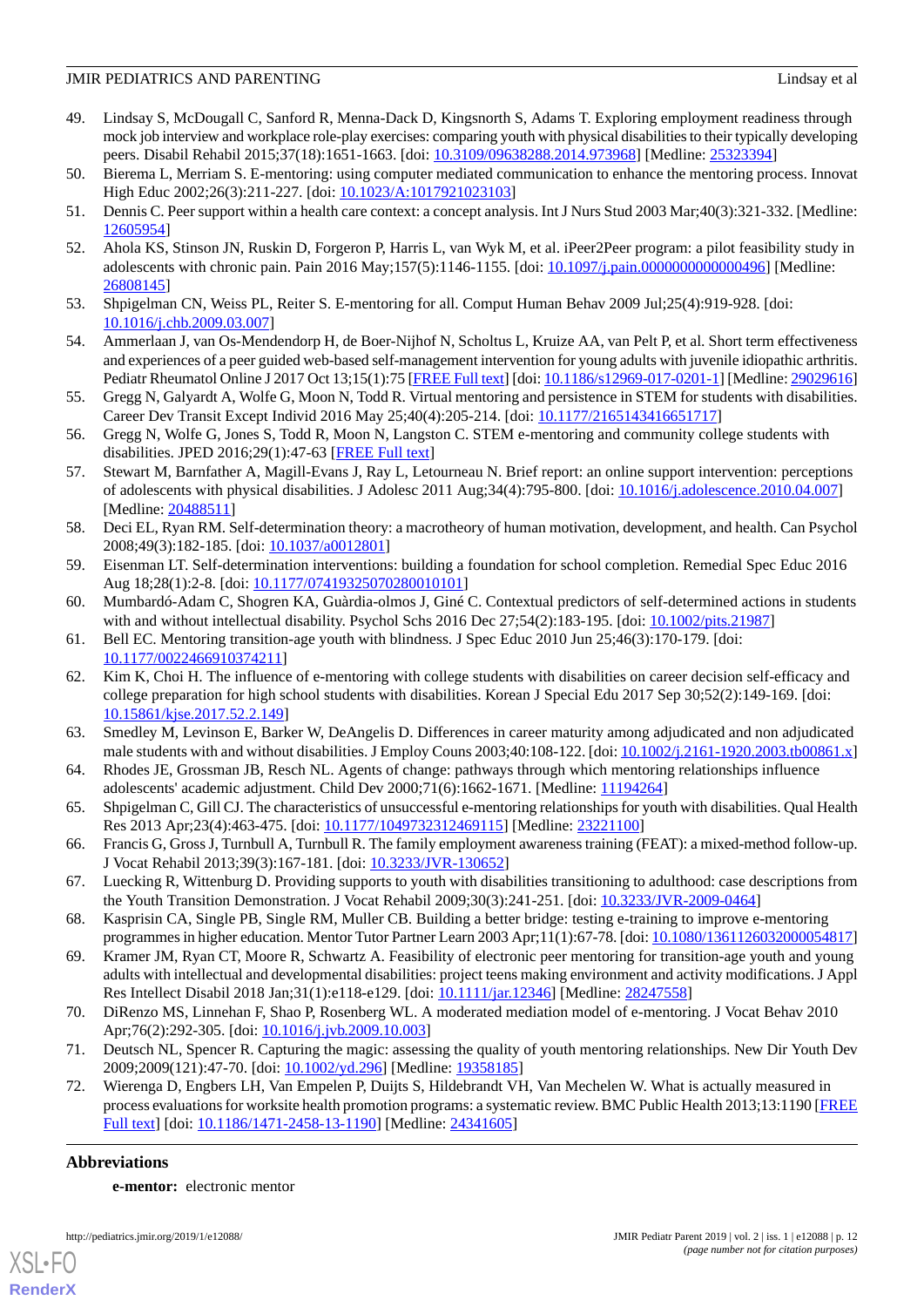49. Lindsay S, McDougall C, Sanford R, Menna-Dack D, Kingsnorth S, Adams T. Exploring employment readiness through mock job interview and workplace role-play exercises: comparing youth with physical disabilities to their typically developing peers. Disabil Rehabil 2015;37(18):1651-1663. [doi: 10.3109/09638288.2014.973968] [Medline: 25323394]
50. Bierema L, Merriam S. E-mentoring: using computer mediated communication to enhance the mentoring process. Innovat High Educ 2002;26(3):211-227. [doi: 10.1023/A:1017921023103]
51. Dennis C. Peer support within a health care context: a concept analysis. Int J Nurs Stud 2003 Mar;40(3):321-332. [Medline: 12605954]
52. Ahola KS, Stinson JN, Ruskin D, Forgeron P, Harris L, van Wyk M, et al. iPeer2Peer program: a pilot feasibility study in adolescents with chronic pain. Pain 2016 May;157(5):1146-1155. [doi: 10.1097/j.pain.0000000000000496] [Medline: 26808145]
53. Shpigelman CN, Weiss PL, Reiter S. E-mentoring for all. Comput Human Behav 2009 Jul;25(4):919-928. [doi: 10.1016/j.chb.2009.03.007]
54. Ammerlaan J, van Os-Mendendorp H, de Boer-Nijhof N, Scholtus L, Kruize AA, van Pelt P, et al. Short term effectiveness and experiences of a peer guided web-based self-management intervention for young adults with juvenile idiopathic arthritis. Pediatr Rheumatol Online J 2017 Oct 13;15(1):75 [FREE Full text] [doi: 10.1186/s12969-017-0201-1] [Medline: 29029616]
55. Gregg N, Galyardt A, Wolfe G, Moon N, Todd R. Virtual mentoring and persistence in STEM for students with disabilities. Career Dev Transit Except Individ 2016 May 25;40(4):205-214. [doi: 10.1177/2165143416651717]
56. Gregg N, Wolfe G, Jones S, Todd R, Moon N, Langston C. STEM e-mentoring and community college students with disabilities. JPED 2016;29(1):47-63 [FREE Full text]
57. Stewart M, Barnfather A, Magill-Evans J, Ray L, Letourneau N. Brief report: an online support intervention: perceptions of adolescents with physical disabilities. J Adolesc 2011 Aug;34(4):795-800. [doi: 10.1016/j.adolescence.2010.04.007] [Medline: 20488511]
58. Deci EL, Ryan RM. Self-determination theory: a macrotheory of human motivation, development, and health. Can Psychol 2008;49(3):182-185. [doi: 10.1037/a0012801]
59. Eisenman LT. Self-determination interventions: building a foundation for school completion. Remedial Spec Educ 2016 Aug 18;28(1):2-8. [doi: 10.1177/07419325070280010101]
60. Mumbardó-Adam C, Shogren KA, Guàrdia-olmos J, Giné C. Contextual predictors of self-determined actions in students with and without intellectual disability. Psychol Schs 2016 Dec 27;54(2):183-195. [doi: 10.1002/pits.21987]
61. Bell EC. Mentoring transition-age youth with blindness. J Spec Educ 2010 Jun 25;46(3):170-179. [doi: 10.1177/0022466910374211]
62. Kim K, Choi H. The influence of e-mentoring with college students with disabilities on career decision self-efficacy and college preparation for high school students with disabilities. Korean J Special Edu 2017 Sep 30;52(2):149-169. [doi: 10.15861/kjse.2017.52.2.149]
63. Smedley M, Levinson E, Barker W, DeAngelis D. Differences in career maturity among adjudicated and non adjudicated male students with and without disabilities. J Employ Couns 2003;40:108-122. [doi: 10.1002/j.2161-1920.2003.tb00861.x]
64. Rhodes JE, Grossman JB, Resch NL. Agents of change: pathways through which mentoring relationships influence adolescents' academic adjustment. Child Dev 2000;71(6):1662-1671. [Medline: 11194264]
65. Shpigelman C, Gill CJ. The characteristics of unsuccessful e-mentoring relationships for youth with disabilities. Qual Health Res 2013 Apr;23(4):463-475. [doi: 10.1177/1049732312469115] [Medline: 23221100]
66. Francis G, Gross J, Turnbull A, Turnbull R. The family employment awareness training (FEAT): a mixed-method follow-up. J Vocat Rehabil 2013;39(3):167-181. [doi: 10.3233/JVR-130652]
67. Luecking R, Wittenburg D. Providing supports to youth with disabilities transitioning to adulthood: case descriptions from the Youth Transition Demonstration. J Vocat Rehabil 2009;30(3):241-251. [doi: 10.3233/JVR-2009-0464]
68. Kasprisin CA, Single PB, Single RM, Muller CB. Building a better bridge: testing e-training to improve e-mentoring programmes in higher education. Mentor Tutor Partner Learn 2003 Apr;11(1):67-78. [doi: 10.1080/1361126032000054817]
69. Kramer JM, Ryan CT, Moore R, Schwartz A. Feasibility of electronic peer mentoring for transition-age youth and young adults with intellectual and developmental disabilities: project teens making environment and activity modifications. J Appl Res Intellect Disabil 2018 Jan;31(1):e118-e129. [doi: 10.1111/jar.12346] [Medline: 28247558]
70. DiRenzo MS, Linnehan F, Shao P, Rosenberg WL. A moderated mediation model of e-mentoring. J Vocat Behav 2010 Apr;76(2):292-305. [doi: 10.1016/j.jvb.2009.10.003]
71. Deutsch NL, Spencer R. Capturing the magic: assessing the quality of youth mentoring relationships. New Dir Youth Dev 2009;2009(121):47-70. [doi: 10.1002/yd.296] [Medline: 19358185]
72. Wierenga D, Engbers LH, Van Empelen P, Duijts S, Hildebrandt VH, Van Mechelen W. What is actually measured in process evaluations for worksite health promotion programs: a systematic review. BMC Public Health 2013;13:1190 [FREE Full text] [doi: 10.1186/1471-2458-13-1190] [Medline: 24341605]

## Abbreviations

**e-mentor:** electronic mentor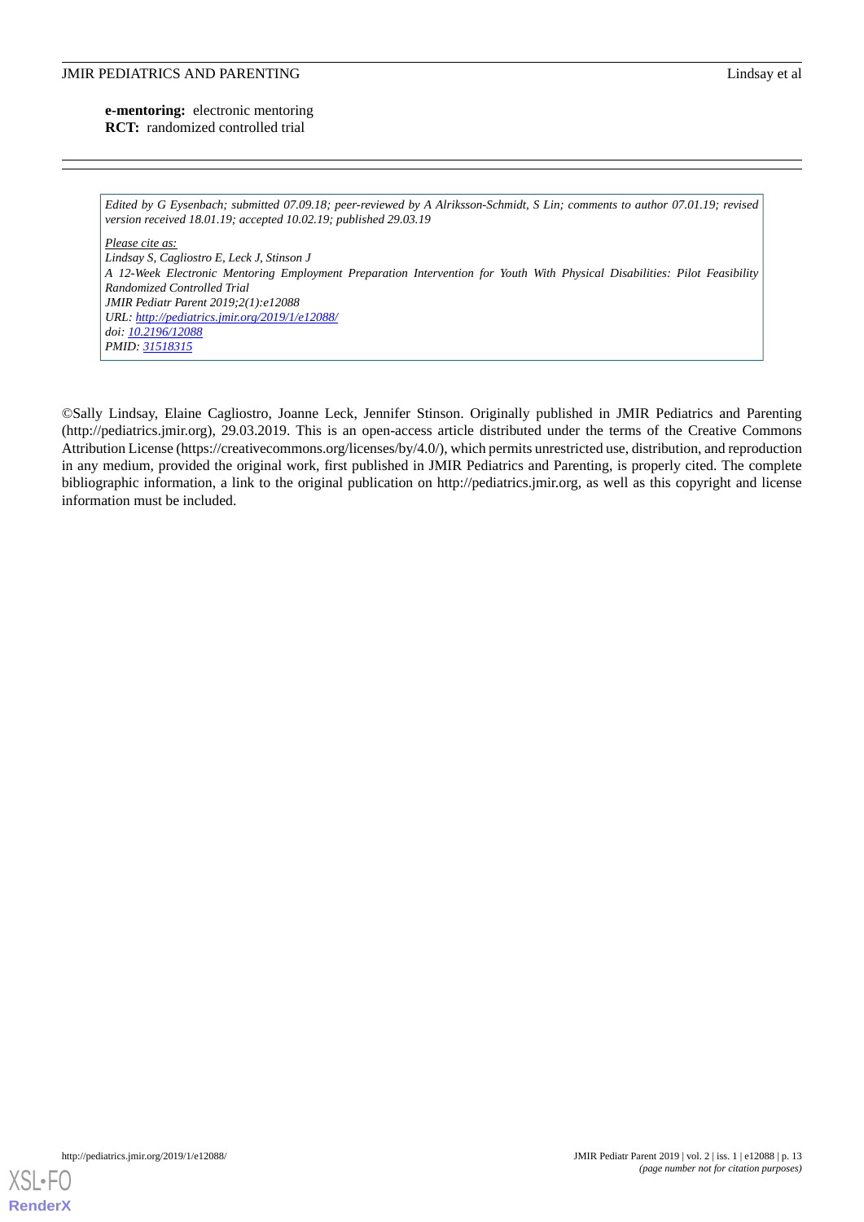**e-mentoring:** electronic mentoring
**RCT:** randomized controlled trial

---

*Edited by G Eysenbach; submitted 07.09.18; peer-reviewed by A Alriksson-Schmidt, S Lin; comments to author 07.01.19; revised version received 18.01.19; accepted 10.02.19; published 29.03.19*

*Please cite as:*
*Lindsay S, Cagliostro E, Leck J, Stinson J*
*A 12-Week Electronic Mentoring Employment Preparation Intervention for Youth With Physical Disabilities: Pilot Feasibility Randomized Controlled Trial*
*JMIR Pediatr Parent 2019;2(1):e12088*
*URL: http://pediatrics.jmir.org/2019/1/e12088/*
*doi: 10.2196/12088*
*PMID: 31518315*

©Sally Lindsay, Elaine Cagliostro, Joanne Leck, Jennifer Stinson. Originally published in JMIR Pediatrics and Parenting (http://pediatrics.jmir.org), 29.03.2019. This is an open-access article distributed under the terms of the Creative Commons Attribution License (https://creativecommons.org/licenses/by/4.0/), which permits unrestricted use, distribution, and reproduction in any medium, provided the original work, first published in JMIR Pediatrics and Parenting, is properly cited. The complete bibliographic information, a link to the original publication on http://pediatrics.jmir.org, as well as this copyright and license information must be included.